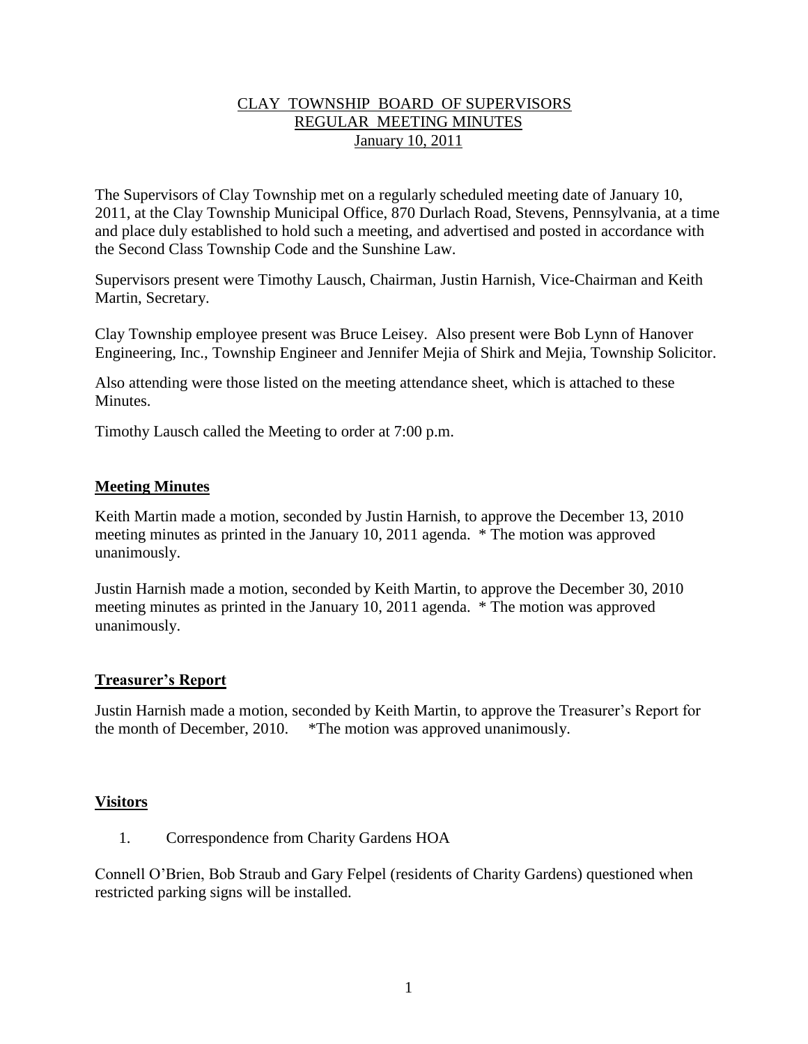# CLAY TOWNSHIP BOARD OF SUPERVISORS
## REGULAR MEETING MINUTES
### January 10, 2011

The Supervisors of Clay Township met on a regularly scheduled meeting date of January 10, 2011, at the Clay Township Municipal Office, 870 Durlach Road, Stevens, Pennsylvania, at a time and place duly established to hold such a meeting, and advertised and posted in accordance with the Second Class Township Code and the Sunshine Law.

Supervisors present were Timothy Lausch, Chairman, Justin Harnish, Vice-Chairman and Keith Martin, Secretary.

Clay Township employee present was Bruce Leisey. Also present were Bob Lynn of Hanover Engineering, Inc., Township Engineer and Jennifer Mejia of Shirk and Mejia, Township Solicitor.

Also attending were those listed on the meeting attendance sheet, which is attached to these Minutes.

Timothy Lausch called the Meeting to order at 7:00 p.m.

**Meeting Minutes**

Keith Martin made a motion, seconded by Justin Harnish, to approve the December 13, 2010 meeting minutes as printed in the January 10, 2011 agenda. * The motion was approved unanimously.

Justin Harnish made a motion, seconded by Keith Martin, to approve the December 30, 2010 meeting minutes as printed in the January 10, 2011 agenda. * The motion was approved unanimously.

**Treasurer's Report**

Justin Harnish made a motion, seconded by Keith Martin, to approve the Treasurer's Report for the month of December, 2010. *The motion was approved unanimously.

**Visitors**

1. Correspondence from Charity Gardens HOA

Connell O'Brien, Bob Straub and Gary Felpel (residents of Charity Gardens) questioned when restricted parking signs will be installed.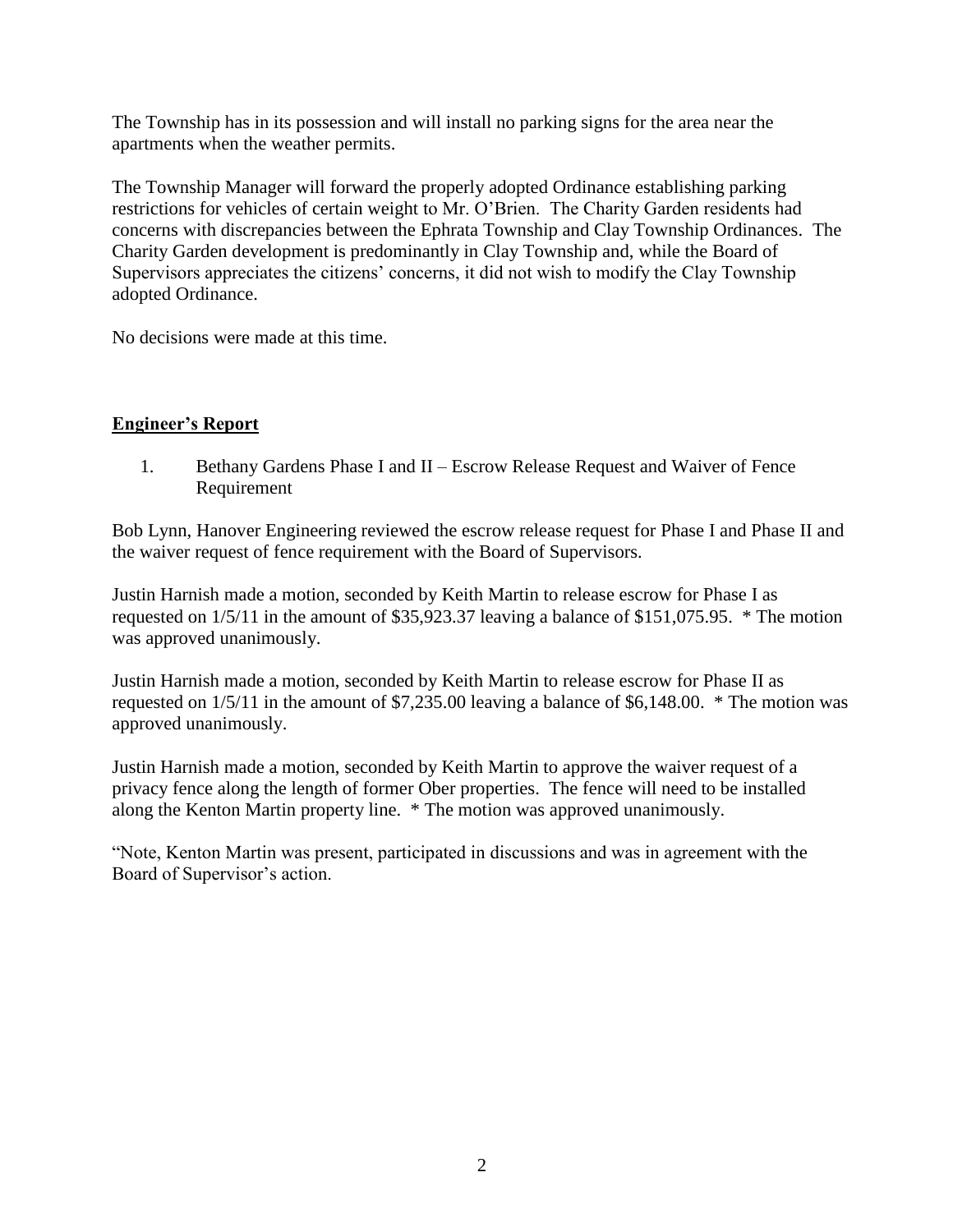The Township has in its possession and will install no parking signs for the area near the apartments when the weather permits.

The Township Manager will forward the properly adopted Ordinance establishing parking restrictions for vehicles of certain weight to Mr. O'Brien. The Charity Garden residents had concerns with discrepancies between the Ephrata Township and Clay Township Ordinances. The Charity Garden development is predominantly in Clay Township and, while the Board of Supervisors appreciates the citizens' concerns, it did not wish to modify the Clay Township adopted Ordinance.

No decisions were made at this time.

## **Engineer's Report**

1. Bethany Gardens Phase I and II – Escrow Release Request and Waiver of Fence Requirement

Bob Lynn, Hanover Engineering reviewed the escrow release request for Phase I and Phase II and the waiver request of fence requirement with the Board of Supervisors.

Justin Harnish made a motion, seconded by Keith Martin to release escrow for Phase I as requested on 1/5/11 in the amount of $35,923.37 leaving a balance of $151,075.95. * The motion was approved unanimously.

Justin Harnish made a motion, seconded by Keith Martin to release escrow for Phase II as requested on 1/5/11 in the amount of $7,235.00 leaving a balance of $6,148.00. * The motion was approved unanimously.

Justin Harnish made a motion, seconded by Keith Martin to approve the waiver request of a privacy fence along the length of former Ober properties. The fence will need to be installed along the Kenton Martin property line. * The motion was approved unanimously.

"Note, Kenton Martin was present, participated in discussions and was in agreement with the Board of Supervisor's action.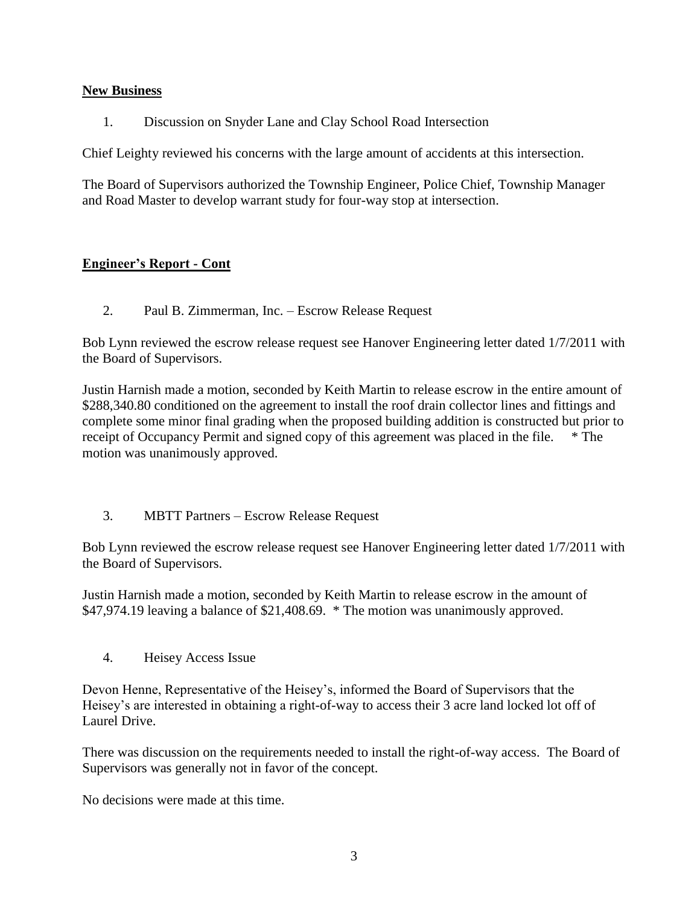**New Business**

1. Discussion on Snyder Lane and Clay School Road Intersection

Chief Leighty reviewed his concerns with the large amount of accidents at this intersection.

The Board of Supervisors authorized the Township Engineer, Police Chief, Township Manager and Road Master to develop warrant study for four-way stop at intersection.

**Engineer's Report - Cont**

2. Paul B. Zimmerman, Inc. – Escrow Release Request

Bob Lynn reviewed the escrow release request see Hanover Engineering letter dated 1/7/2011 with the Board of Supervisors.

Justin Harnish made a motion, seconded by Keith Martin to release escrow in the entire amount of $288,340.80 conditioned on the agreement to install the roof drain collector lines and fittings and complete some minor final grading when the proposed building addition is constructed but prior to receipt of Occupancy Permit and signed copy of this agreement was placed in the file. * The motion was unanimously approved.

3. MBTT Partners – Escrow Release Request

Bob Lynn reviewed the escrow release request see Hanover Engineering letter dated 1/7/2011 with the Board of Supervisors.

Justin Harnish made a motion, seconded by Keith Martin to release escrow in the amount of $47,974.19 leaving a balance of $21,408.69. * The motion was unanimously approved.

4. Heisey Access Issue

Devon Henne, Representative of the Heisey's, informed the Board of Supervisors that the Heisey's are interested in obtaining a right-of-way to access their 3 acre land locked lot off of Laurel Drive.

There was discussion on the requirements needed to install the right-of-way access. The Board of Supervisors was generally not in favor of the concept.

No decisions were made at this time.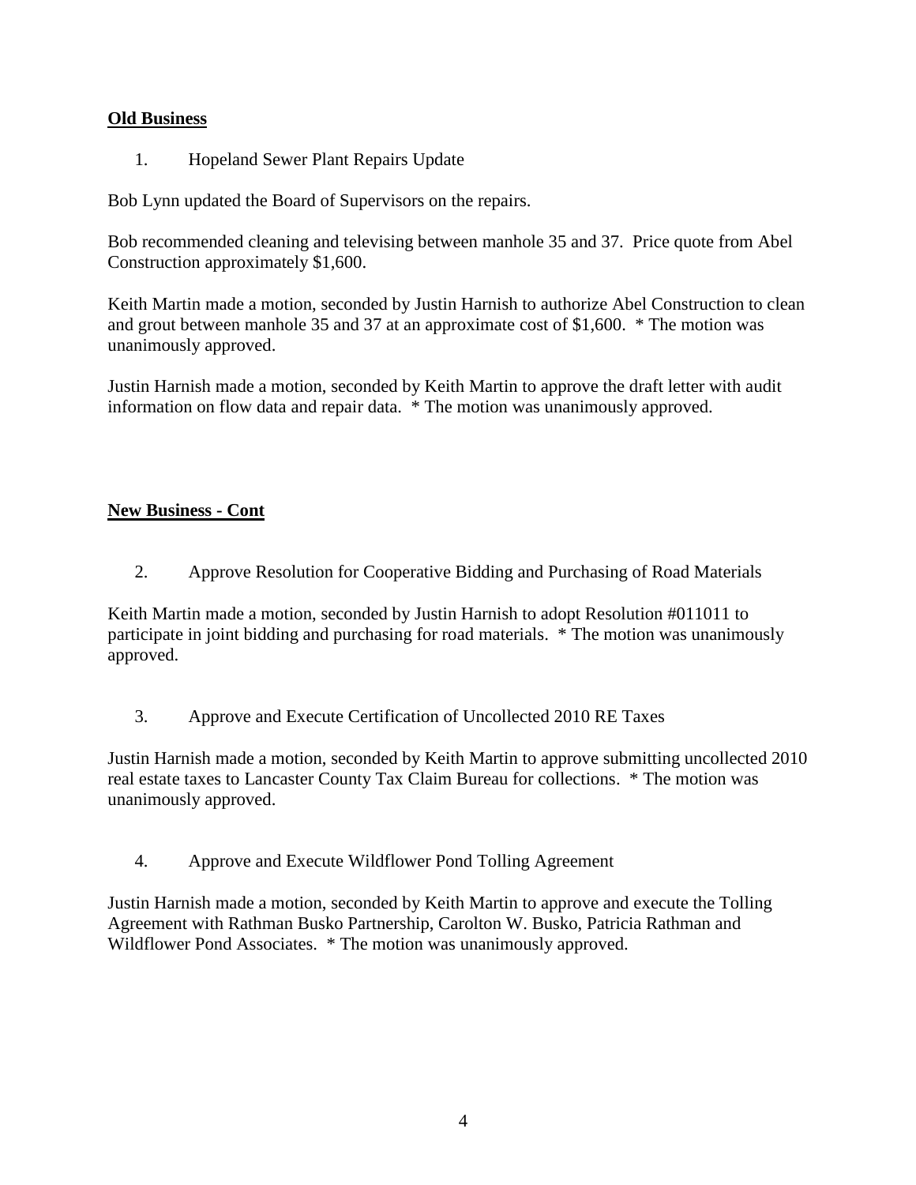**Old Business**

1. Hopeland Sewer Plant Repairs Update

Bob Lynn updated the Board of Supervisors on the repairs.

Bob recommended cleaning and televising between manhole 35 and 37. Price quote from Abel Construction approximately $1,600.

Keith Martin made a motion, seconded by Justin Harnish to authorize Abel Construction to clean and grout between manhole 35 and 37 at an approximate cost of $1,600. * The motion was unanimously approved.

Justin Harnish made a motion, seconded by Keith Martin to approve the draft letter with audit information on flow data and repair data. * The motion was unanimously approved.

**New Business - Cont**

2. Approve Resolution for Cooperative Bidding and Purchasing of Road Materials

Keith Martin made a motion, seconded by Justin Harnish to adopt Resolution #011011 to participate in joint bidding and purchasing for road materials. * The motion was unanimously approved.

3. Approve and Execute Certification of Uncollected 2010 RE Taxes

Justin Harnish made a motion, seconded by Keith Martin to approve submitting uncollected 2010 real estate taxes to Lancaster County Tax Claim Bureau for collections. * The motion was unanimously approved.

4. Approve and Execute Wildflower Pond Tolling Agreement

Justin Harnish made a motion, seconded by Keith Martin to approve and execute the Tolling Agreement with Rathman Busko Partnership, Carolton W. Busko, Patricia Rathman and Wildflower Pond Associates. * The motion was unanimously approved.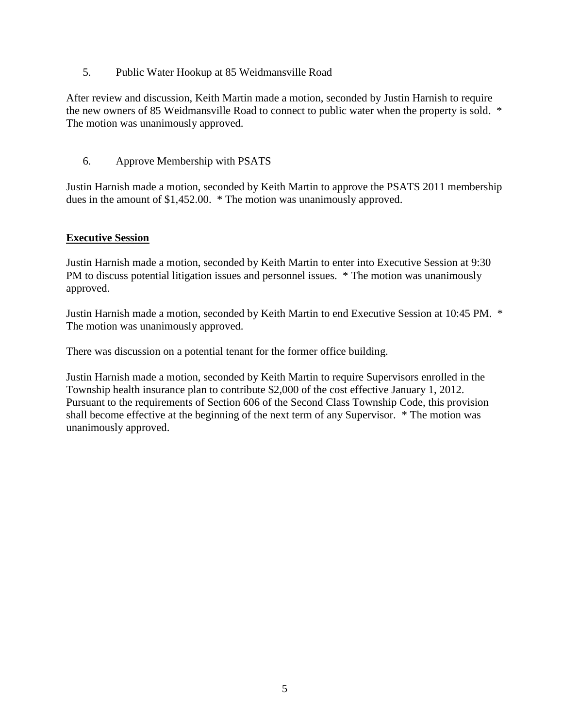5. Public Water Hookup at 85 Weidmansville Road

After review and discussion, Keith Martin made a motion, seconded by Justin Harnish to require the new owners of 85 Weidmansville Road to connect to public water when the property is sold. * The motion was unanimously approved.

6. Approve Membership with PSATS

Justin Harnish made a motion, seconded by Keith Martin to approve the PSATS 2011 membership dues in the amount of $1,452.00. * The motion was unanimously approved.

## Executive Session

Justin Harnish made a motion, seconded by Keith Martin to enter into Executive Session at 9:30 PM to discuss potential litigation issues and personnel issues. * The motion was unanimously approved.

Justin Harnish made a motion, seconded by Keith Martin to end Executive Session at 10:45 PM. * The motion was unanimously approved.

There was discussion on a potential tenant for the former office building.

Justin Harnish made a motion, seconded by Keith Martin to require Supervisors enrolled in the Township health insurance plan to contribute $2,000 of the cost effective January 1, 2012. Pursuant to the requirements of Section 606 of the Second Class Township Code, this provision shall become effective at the beginning of the next term of any Supervisor. * The motion was unanimously approved.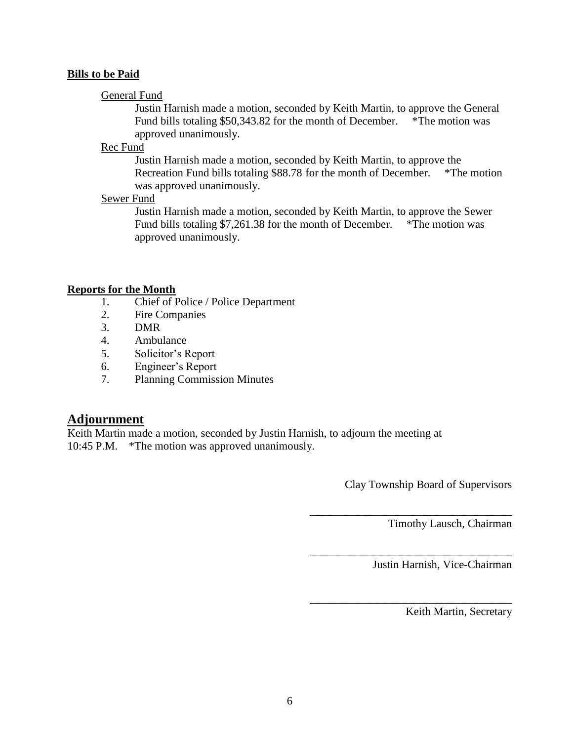**Bills to be Paid**

General Fund

Justin Harnish made a motion, seconded by Keith Martin, to approve the General Fund bills totaling $50,343.82 for the month of December. *The motion was approved unanimously.

Rec Fund

Justin Harnish made a motion, seconded by Keith Martin, to approve the Recreation Fund bills totaling $88.78 for the month of December. *The motion was approved unanimously.

Sewer Fund

Justin Harnish made a motion, seconded by Keith Martin, to approve the Sewer Fund bills totaling $7,261.38 for the month of December. *The motion was approved unanimously.

**Reports for the Month**

1. Chief of Police / Police Department
2. Fire Companies
3. DMR
4. Ambulance
5. Solicitor's Report
6. Engineer's Report
7. Planning Commission Minutes

## Adjournment

Keith Martin made a motion, seconded by Justin Harnish, to adjourn the meeting at 10:45 P.M. *The motion was approved unanimously.

Clay Township Board of Supervisors

_____________________________________
Timothy Lausch, Chairman

_____________________________________
Justin Harnish, Vice-Chairman

_____________________________________
Keith Martin, Secretary